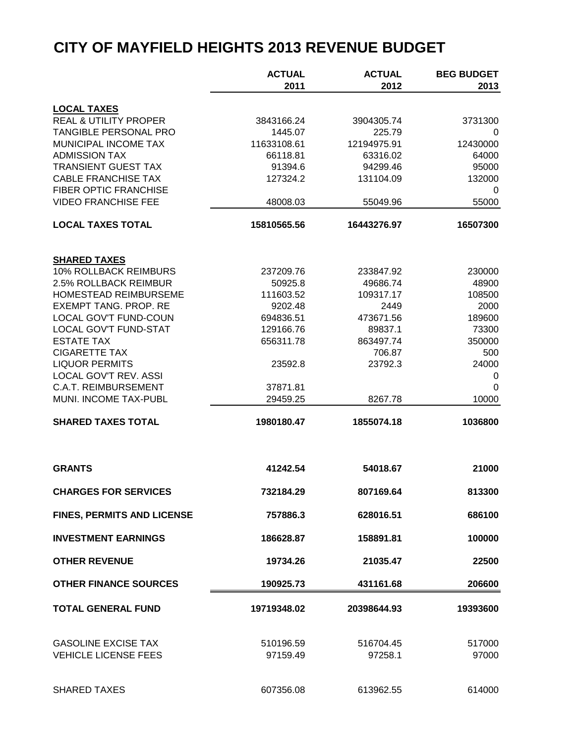# CITY OF MAYFIELD HEIGHTS 2013 REVENUE BUDGET

| | ACTUAL 2011 | ACTUAL 2012 | BEG BUDGET 2013 |
|---|---|---|---|
| **LOCAL TAXES** | | | |
| REAL & UTILITY PROPER | 3843166.24 | 3904305.74 | 3731300 |
| TANGIBLE PERSONAL PRO | 1445.07 | 225.79 | 0 |
| MUNICIPAL INCOME TAX | 11633108.61 | 12194975.91 | 12430000 |
| ADMISSION TAX | 66118.81 | 63316.02 | 64000 |
| TRANSIENT GUEST TAX | 91394.6 | 94299.46 | 95000 |
| CABLE FRANCHISE TAX | 127324.2 | 131104.09 | 132000 |
| FIBER OPTIC FRANCHISE | | | 0 |
| VIDEO FRANCHISE FEE | 48008.03 | 55049.96 | 55000 |
| **LOCAL TAXES TOTAL** | **15810565.56** | **16443276.97** | **16507300** |
| **SHARED TAXES** | | | |
| 10% ROLLBACK REIMBURS | 237209.76 | 233847.92 | 230000 |
| 2.5% ROLLBACK REIMBUR | 50925.8 | 49686.74 | 48900 |
| HOMESTEAD REIMBURSEME | 111603.52 | 109317.17 | 108500 |
| EXEMPT TANG. PROP. RE | 9202.48 | 2449 | 2000 |
| LOCAL GOV'T FUND-COUN | 694836.51 | 473671.56 | 189600 |
| LOCAL GOV'T FUND-STAT | 129166.76 | 89837.1 | 73300 |
| ESTATE TAX | 656311.78 | 863497.74 | 350000 |
| CIGARETTE TAX | | 706.87 | 500 |
| LIQUOR PERMITS | 23592.8 | 23792.3 | 24000 |
| LOCAL GOV'T REV. ASSI | | | 0 |
| C.A.T. REIMBURSEMENT | 37871.81 | | 0 |
| MUNI. INCOME TAX-PUBL | 29459.25 | 8267.78 | 10000 |
| **SHARED TAXES TOTAL** | **1980180.47** | **1855074.18** | **1036800** |
| **GRANTS** | **41242.54** | **54018.67** | **21000** |
| **CHARGES FOR SERVICES** | **732184.29** | **807169.64** | **813300** |
| **FINES, PERMITS AND LICENSE** | **757886.3** | **628016.51** | **686100** |
| **INVESTMENT EARNINGS** | **186628.87** | **158891.81** | **100000** |
| **OTHER REVENUE** | **19734.26** | **21035.47** | **22500** |
| **OTHER FINANCE SOURCES** | **190925.73** | **431161.68** | **206600** |
| **TOTAL GENERAL FUND** | **19719348.02** | **20398644.93** | **19393600** |
| GASOLINE EXCISE TAX | 510196.59 | 516704.45 | 517000 |
| VEHICLE LICENSE FEES | 97159.49 | 97258.1 | 97000 |
| SHARED TAXES | 607356.08 | 613962.55 | 614000 |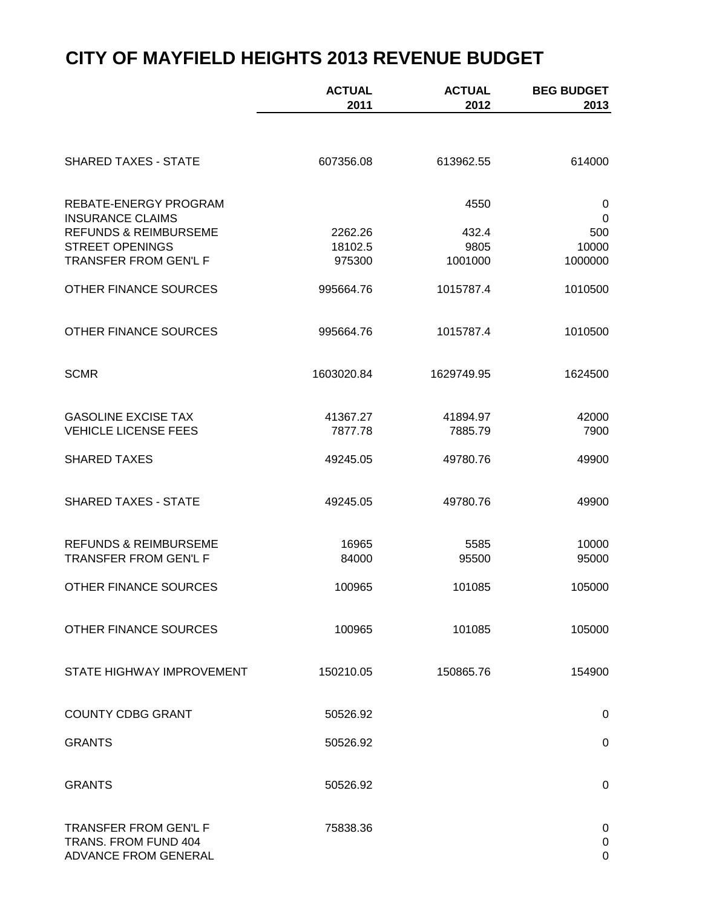# CITY OF MAYFIELD HEIGHTS 2013 REVENUE BUDGET

| | ACTUAL 2011 | ACTUAL 2012 | BEG BUDGET 2013 |
|---|---|---|---|
| SHARED TAXES - STATE | 607356.08 | 613962.55 | 614000 |
| REBATE-ENERGY PROGRAM | | 4550 | 0 |
| INSURANCE CLAIMS | | | 0 |
| REFUNDS & REIMBURSEME | 2262.26 | 432.4 | 500 |
| STREET OPENINGS | 18102.5 | 9805 | 10000 |
| TRANSFER FROM GEN'L F | 975300 | 1001000 | 1000000 |
| OTHER FINANCE SOURCES | 995664.76 | 1015787.4 | 1010500 |
| OTHER FINANCE SOURCES | 995664.76 | 1015787.4 | 1010500 |
| SCMR | 1603020.84 | 1629749.95 | 1624500 |
| GASOLINE EXCISE TAX | 41367.27 | 41894.97 | 42000 |
| VEHICLE LICENSE FEES | 7877.78 | 7885.79 | 7900 |
| SHARED TAXES | 49245.05 | 49780.76 | 49900 |
| SHARED TAXES - STATE | 49245.05 | 49780.76 | 49900 |
| REFUNDS & REIMBURSEME | 16965 | 5585 | 10000 |
| TRANSFER FROM GEN'L F | 84000 | 95500 | 95000 |
| OTHER FINANCE SOURCES | 100965 | 101085 | 105000 |
| OTHER FINANCE SOURCES | 100965 | 101085 | 105000 |
| STATE HIGHWAY IMPROVEMENT | 150210.05 | 150865.76 | 154900 |
| COUNTY CDBG GRANT | 50526.92 | | 0 |
| GRANTS | 50526.92 | | 0 |
| GRANTS | 50526.92 | | 0 |
| TRANSFER FROM GEN'L F | 75838.36 | | 0 |
| TRANS. FROM FUND 404 | | | 0 |
| ADVANCE FROM GENERAL | | | 0 |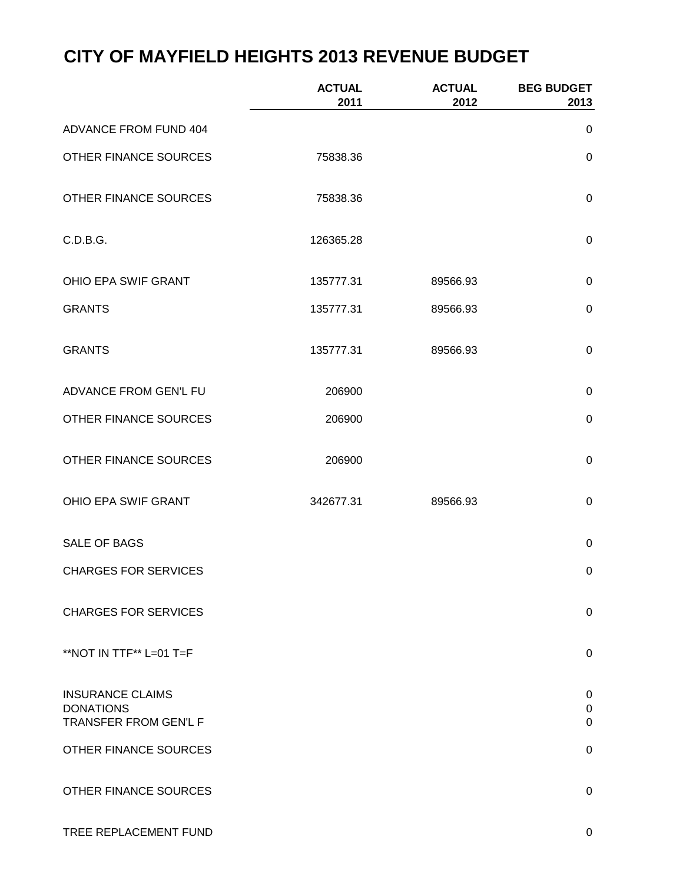# CITY OF MAYFIELD HEIGHTS 2013 REVENUE BUDGET

| | ACTUAL 2011 | ACTUAL 2012 | BEG BUDGET 2013 |
|---|---|---|---|
| ADVANCE FROM FUND 404 | | | 0 |
| OTHER FINANCE SOURCES | 75838.36 | | 0 |
| OTHER FINANCE SOURCES | 75838.36 | | 0 |
| C.D.B.G. | 126365.28 | | 0 |
| OHIO EPA SWIF GRANT | 135777.31 | 89566.93 | 0 |
| GRANTS | 135777.31 | 89566.93 | 0 |
| GRANTS | 135777.31 | 89566.93 | 0 |
| ADVANCE FROM GEN'L FU | 206900 | | 0 |
| OTHER FINANCE SOURCES | 206900 | | 0 |
| OTHER FINANCE SOURCES | 206900 | | 0 |
| OHIO EPA SWIF GRANT | 342677.31 | 89566.93 | 0 |
| SALE OF BAGS | | | 0 |
| CHARGES FOR SERVICES | | | 0 |
| CHARGES FOR SERVICES | | | 0 |
| **NOT IN TTF** L=01 T=F | | | 0 |
| INSURANCE CLAIMS | | | 0 |
| DONATIONS | | | 0 |
| TRANSFER FROM GEN'L F | | | 0 |
| OTHER FINANCE SOURCES | | | 0 |
| OTHER FINANCE SOURCES | | | 0 |
| TREE REPLACEMENT FUND | | | 0 |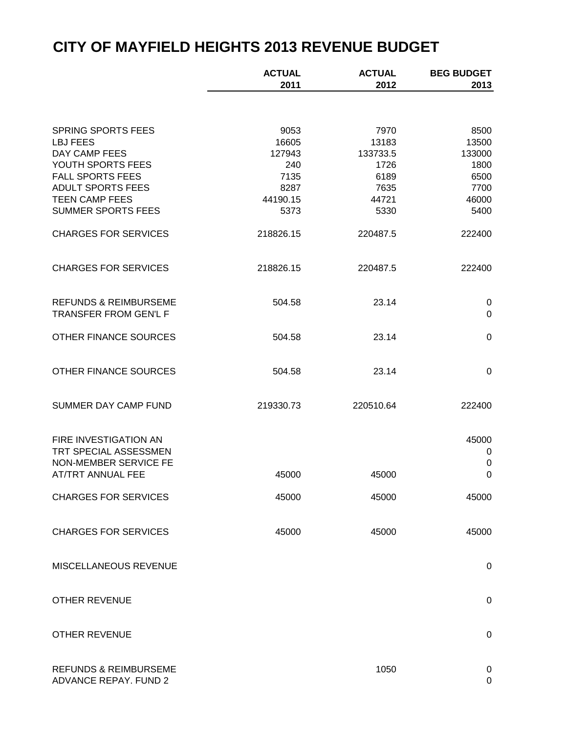# CITY OF MAYFIELD HEIGHTS 2013 REVENUE BUDGET

| | ACTUAL 2011 | ACTUAL 2012 | BEG BUDGET 2013 |
|---|---|---|---|
| SPRING SPORTS FEES | 9053 | 7970 | 8500 |
| LBJ FEES | 16605 | 13183 | 13500 |
| DAY CAMP FEES | 127943 | 133733.5 | 133000 |
| YOUTH SPORTS FEES | 240 | 1726 | 1800 |
| FALL SPORTS FEES | 7135 | 6189 | 6500 |
| ADULT SPORTS FEES | 8287 | 7635 | 7700 |
| TEEN CAMP FEES | 44190.15 | 44721 | 46000 |
| SUMMER SPORTS FEES | 5373 | 5330 | 5400 |
| CHARGES FOR SERVICES | 218826.15 | 220487.5 | 222400 |
| CHARGES FOR SERVICES | 218826.15 | 220487.5 | 222400 |
| REFUNDS & REIMBURSEME | 504.58 | 23.14 | 0 |
| TRANSFER FROM GEN'L F | | | 0 |
| OTHER FINANCE SOURCES | 504.58 | 23.14 | 0 |
| OTHER FINANCE SOURCES | 504.58 | 23.14 | 0 |
| SUMMER DAY CAMP FUND | 219330.73 | 220510.64 | 222400 |
| FIRE INVESTIGATION AN | | | 45000 |
| TRT SPECIAL ASSESSMEN | | | 0 |
| NON-MEMBER SERVICE FE | | | 0 |
| AT/TRT ANNUAL FEE | 45000 | 45000 | 0 |
| CHARGES FOR SERVICES | 45000 | 45000 | 45000 |
| CHARGES FOR SERVICES | 45000 | 45000 | 45000 |
| MISCELLANEOUS REVENUE | | | 0 |
| OTHER REVENUE | | | 0 |
| OTHER REVENUE | | | 0 |
| REFUNDS & REIMBURSEME | | 1050 | 0 |
| ADVANCE REPAY. FUND 2 | | | 0 |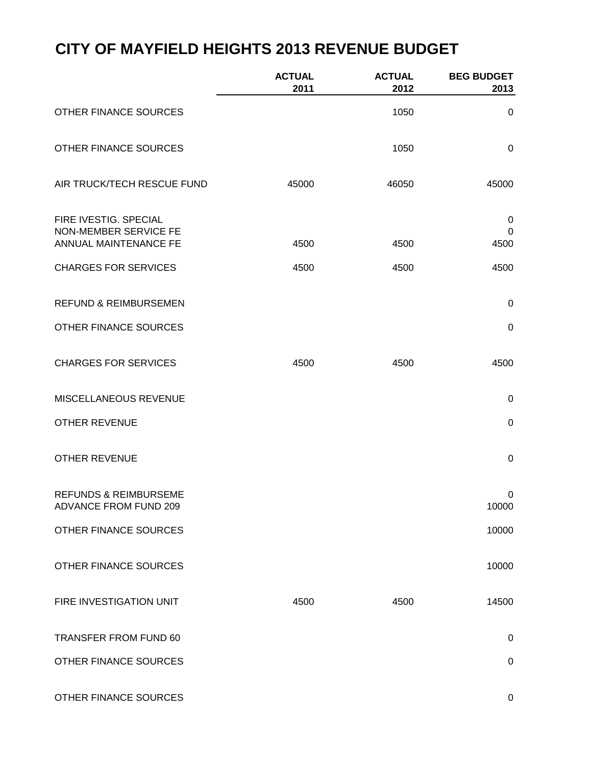# CITY OF MAYFIELD HEIGHTS 2013 REVENUE BUDGET

| | ACTUAL 2011 | ACTUAL 2012 | BEG BUDGET 2013 |
|---|---|---|---|
| OTHER FINANCE SOURCES | | 1050 | 0 |
| OTHER FINANCE SOURCES | | 1050 | 0 |
| AIR TRUCK/TECH RESCUE FUND | 45000 | 46050 | 45000 |
| FIRE IVESTIG. SPECIAL | | | 0 |
| NON-MEMBER SERVICE FE | | | 0 |
| ANNUAL MAINTENANCE FE | 4500 | 4500 | 4500 |
| CHARGES FOR SERVICES | 4500 | 4500 | 4500 |
| REFUND & REIMBURSEMEN | | | 0 |
| OTHER FINANCE SOURCES | | | 0 |
| CHARGES FOR SERVICES | 4500 | 4500 | 4500 |
| MISCELLANEOUS REVENUE | | | 0 |
| OTHER REVENUE | | | 0 |
| OTHER REVENUE | | | 0 |
| REFUNDS & REIMBURSEME | | | 0 |
| ADVANCE FROM FUND 209 | | | 10000 |
| OTHER FINANCE SOURCES | | | 10000 |
| OTHER FINANCE SOURCES | | | 10000 |
| FIRE INVESTIGATION UNIT | 4500 | 4500 | 14500 |
| TRANSFER FROM FUND 60 | | | 0 |
| OTHER FINANCE SOURCES | | | 0 |
| OTHER FINANCE SOURCES | | | 0 |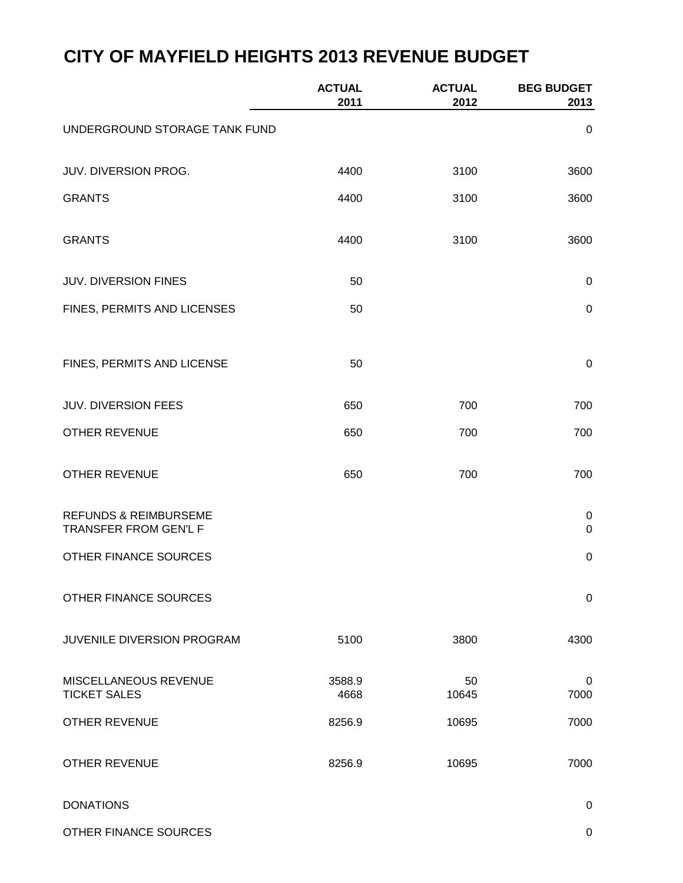# CITY OF MAYFIELD HEIGHTS 2013 REVENUE BUDGET

| | ACTUAL 2011 | ACTUAL 2012 | BEG BUDGET 2013 |
|---|---|---|---|
| UNDERGROUND STORAGE TANK FUND | | | 0 |
| JUV. DIVERSION PROG. | 4400 | 3100 | 3600 |
| GRANTS | 4400 | 3100 | 3600 |
| GRANTS | 4400 | 3100 | 3600 |
| JUV. DIVERSION FINES | 50 | | 0 |
| FINES, PERMITS AND LICENSES | 50 | | 0 |
| FINES, PERMITS AND LICENSE | 50 | | 0 |
| JUV. DIVERSION FEES | 650 | 700 | 700 |
| OTHER REVENUE | 650 | 700 | 700 |
| OTHER REVENUE | 650 | 700 | 700 |
| REFUNDS & REIMBURSEME | | | 0 |
| TRANSFER FROM GEN'L F | | | 0 |
| OTHER FINANCE SOURCES | | | 0 |
| OTHER FINANCE SOURCES | | | 0 |
| JUVENILE DIVERSION PROGRAM | 5100 | 3800 | 4300 |
| MISCELLANEOUS REVENUE | 3588.9 | 50 | 0 |
| TICKET SALES | 4668 | 10645 | 7000 |
| OTHER REVENUE | 8256.9 | 10695 | 7000 |
| OTHER REVENUE | 8256.9 | 10695 | 7000 |
| DONATIONS | | | 0 |
| OTHER FINANCE SOURCES | | | 0 |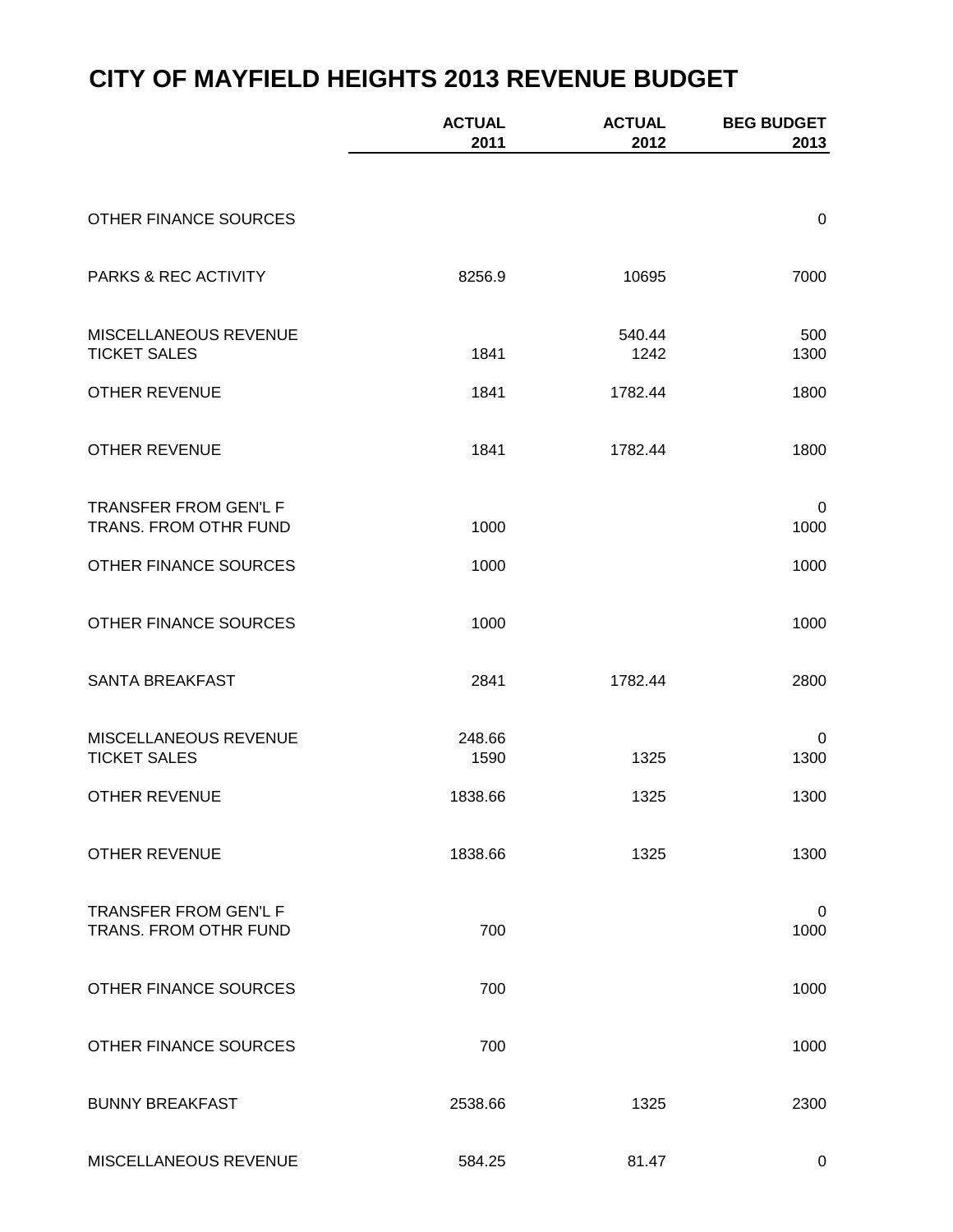# CITY OF MAYFIELD HEIGHTS 2013 REVENUE BUDGET

| | ACTUAL 2011 | ACTUAL 2012 | BEG BUDGET 2013 |
|---|---|---|---|
| OTHER FINANCE SOURCES | | | 0 |
| PARKS & REC ACTIVITY | 8256.9 | 10695 | 7000 |
| MISCELLANEOUS REVENUE | | 540.44 | 500 |
| TICKET SALES | 1841 | 1242 | 1300 |
| OTHER REVENUE | 1841 | 1782.44 | 1800 |
| OTHER REVENUE | 1841 | 1782.44 | 1800 |
| TRANSFER FROM GEN'L F | | | 0 |
| TRANS. FROM OTHR FUND | 1000 | | 1000 |
| OTHER FINANCE SOURCES | 1000 | | 1000 |
| OTHER FINANCE SOURCES | 1000 | | 1000 |
| SANTA BREAKFAST | 2841 | 1782.44 | 2800 |
| MISCELLANEOUS REVENUE | 248.66 | | 0 |
| TICKET SALES | 1590 | 1325 | 1300 |
| OTHER REVENUE | 1838.66 | 1325 | 1300 |
| OTHER REVENUE | 1838.66 | 1325 | 1300 |
| TRANSFER FROM GEN'L F | | | 0 |
| TRANS. FROM OTHR FUND | 700 | | 1000 |
| OTHER FINANCE SOURCES | 700 | | 1000 |
| OTHER FINANCE SOURCES | 700 | | 1000 |
| BUNNY BREAKFAST | 2538.66 | 1325 | 2300 |
| MISCELLANEOUS REVENUE | 584.25 | 81.47 | 0 |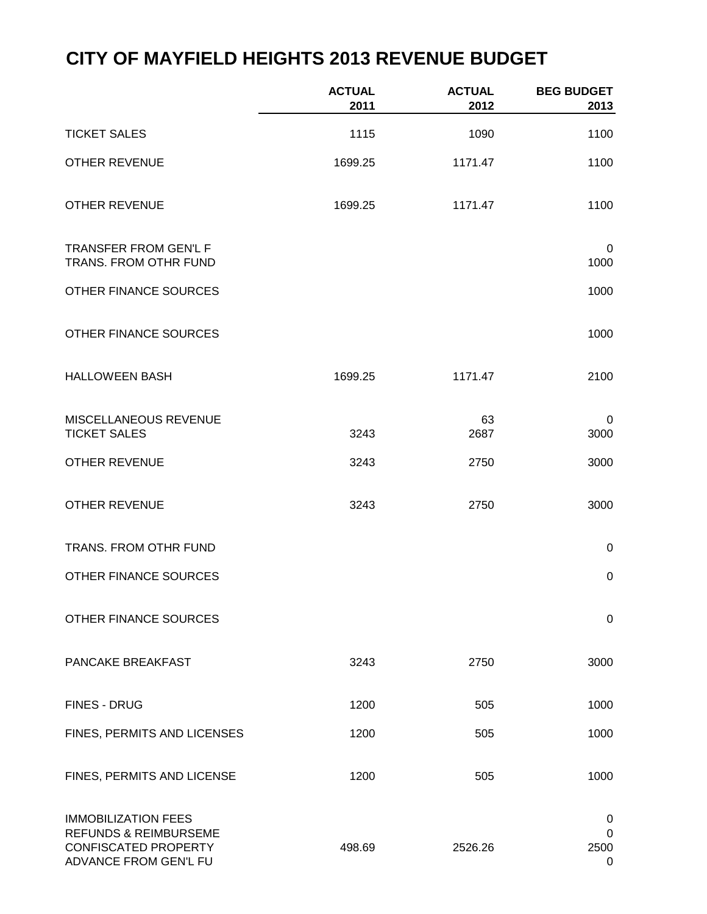# CITY OF MAYFIELD HEIGHTS 2013 REVENUE BUDGET

| | ACTUAL 2011 | ACTUAL 2012 | BEG BUDGET 2013 |
|---|---|---|---|
| TICKET SALES | 1115 | 1090 | 1100 |
| OTHER REVENUE | 1699.25 | 1171.47 | 1100 |
| OTHER REVENUE | 1699.25 | 1171.47 | 1100 |
| TRANSFER FROM GEN'L F | | | 0 |
| TRANS. FROM OTHR FUND | | | 1000 |
| OTHER FINANCE SOURCES | | | 1000 |
| OTHER FINANCE SOURCES | | | 1000 |
| HALLOWEEN BASH | 1699.25 | 1171.47 | 2100 |
| MISCELLANEOUS REVENUE | | 63 | 0 |
| TICKET SALES | 3243 | 2687 | 3000 |
| OTHER REVENUE | 3243 | 2750 | 3000 |
| OTHER REVENUE | 3243 | 2750 | 3000 |
| TRANS. FROM OTHR FUND | | | 0 |
| OTHER FINANCE SOURCES | | | 0 |
| OTHER FINANCE SOURCES | | | 0 |
| PANCAKE BREAKFAST | 3243 | 2750 | 3000 |
| FINES - DRUG | 1200 | 505 | 1000 |
| FINES, PERMITS AND LICENSES | 1200 | 505 | 1000 |
| FINES, PERMITS AND LICENSE | 1200 | 505 | 1000 |
| IMMOBILIZATION FEES | | | 0 |
| REFUNDS & REIMBURSEME | | | 0 |
| CONFISCATED PROPERTY | 498.69 | 2526.26 | 2500 |
| ADVANCE FROM GEN'L FU | | | 0 |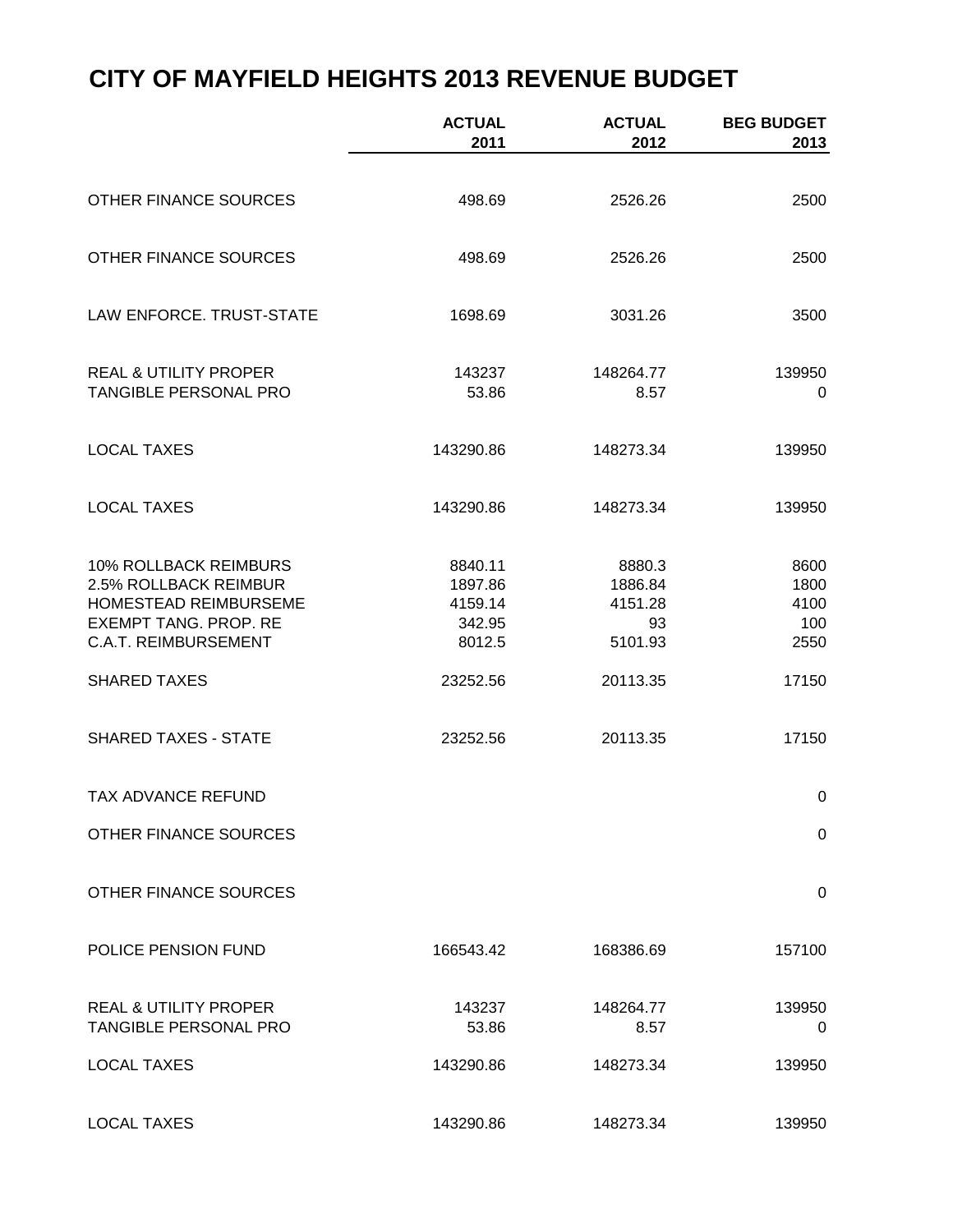# CITY OF MAYFIELD HEIGHTS 2013 REVENUE BUDGET

| | ACTUAL 2011 | ACTUAL 2012 | BEG BUDGET 2013 |
|---|---|---|---|
| OTHER FINANCE SOURCES | 498.69 | 2526.26 | 2500 |
| OTHER FINANCE SOURCES | 498.69 | 2526.26 | 2500 |
| LAW ENFORCE. TRUST-STATE | 1698.69 | 3031.26 | 3500 |
| REAL & UTILITY PROPER | 143237 | 148264.77 | 139950 |
| TANGIBLE PERSONAL PRO | 53.86 | 8.57 | 0 |
| LOCAL TAXES | 143290.86 | 148273.34 | 139950 |
| LOCAL TAXES | 143290.86 | 148273.34 | 139950 |
| 10% ROLLBACK REIMBURS | 8840.11 | 8880.3 | 8600 |
| 2.5% ROLLBACK REIMBUR | 1897.86 | 1886.84 | 1800 |
| HOMESTEAD REIMBURSEME | 4159.14 | 4151.28 | 4100 |
| EXEMPT TANG. PROP. RE | 342.95 | 93 | 100 |
| C.A.T. REIMBURSEMENT | 8012.5 | 5101.93 | 2550 |
| SHARED TAXES | 23252.56 | 20113.35 | 17150 |
| SHARED TAXES - STATE | 23252.56 | 20113.35 | 17150 |
| TAX ADVANCE REFUND | | | 0 |
| OTHER FINANCE SOURCES | | | 0 |
| OTHER FINANCE SOURCES | | | 0 |
| POLICE PENSION FUND | 166543.42 | 168386.69 | 157100 |
| REAL & UTILITY PROPER | 143237 | 148264.77 | 139950 |
| TANGIBLE PERSONAL PRO | 53.86 | 8.57 | 0 |
| LOCAL TAXES | 143290.86 | 148273.34 | 139950 |
| LOCAL TAXES | 143290.86 | 148273.34 | 139950 |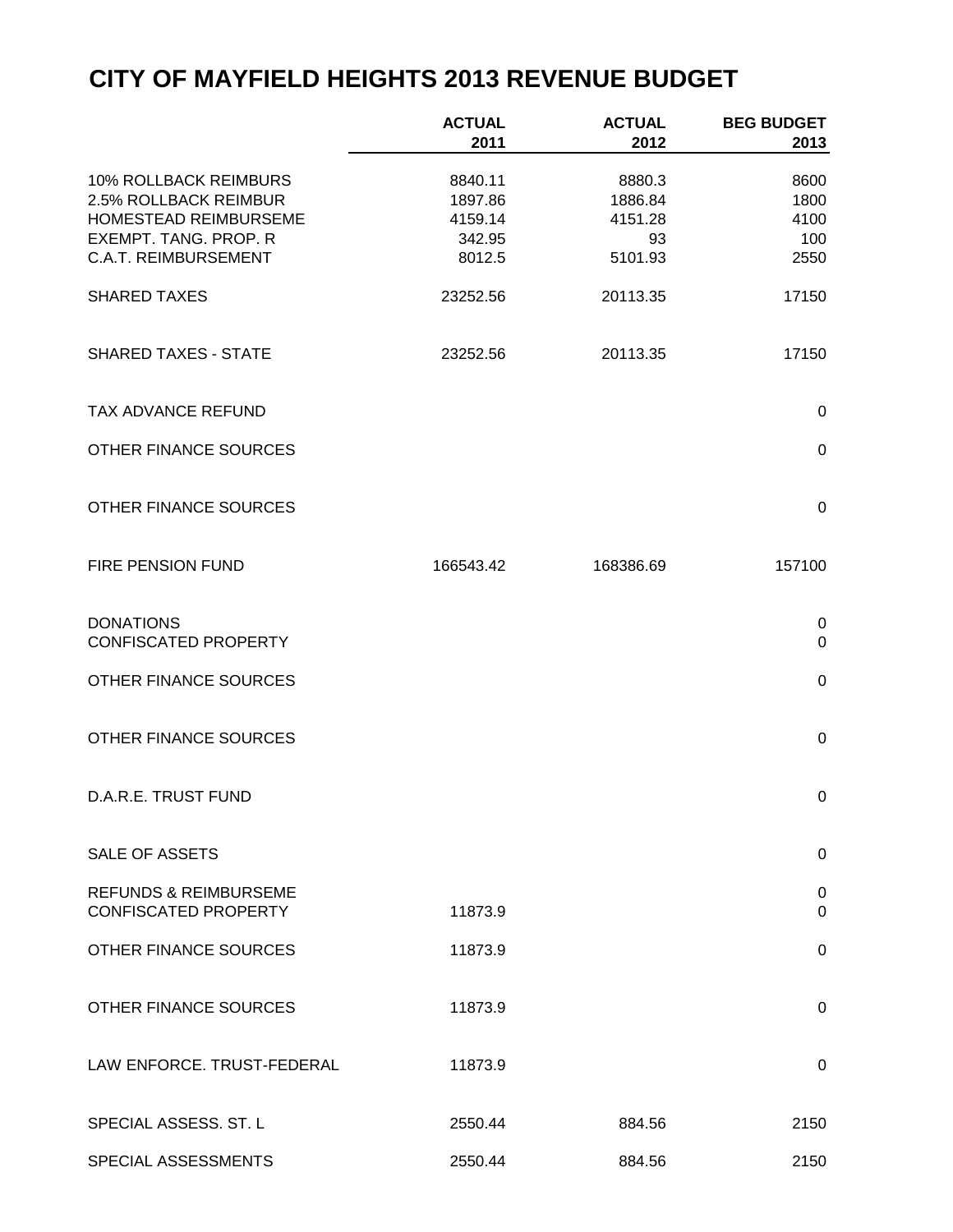# CITY OF MAYFIELD HEIGHTS 2013 REVENUE BUDGET

| | ACTUAL 2011 | ACTUAL 2012 | BEG BUDGET 2013 |
|---|---|---|---|
| 10% ROLLBACK REIMBURS | 8840.11 | 8880.3 | 8600 |
| 2.5% ROLLBACK REIMBUR | 1897.86 | 1886.84 | 1800 |
| HOMESTEAD REIMBURSEME | 4159.14 | 4151.28 | 4100 |
| EXEMPT. TANG. PROP. R | 342.95 | 93 | 100 |
| C.A.T. REIMBURSEMENT | 8012.5 | 5101.93 | 2550 |
| SHARED TAXES | 23252.56 | 20113.35 | 17150 |
| SHARED TAXES - STATE | 23252.56 | 20113.35 | 17150 |
| TAX ADVANCE REFUND | | | 0 |
| OTHER FINANCE SOURCES | | | 0 |
| OTHER FINANCE SOURCES | | | 0 |
| FIRE PENSION FUND | 166543.42 | 168386.69 | 157100 |
| DONATIONS | | | 0 |
| CONFISCATED PROPERTY | | | 0 |
| OTHER FINANCE SOURCES | | | 0 |
| OTHER FINANCE SOURCES | | | 0 |
| D.A.R.E. TRUST FUND | | | 0 |
| SALE OF ASSETS | | | 0 |
| REFUNDS & REIMBURSEME | | | 0 |
| CONFISCATED PROPERTY | 11873.9 | | 0 |
| OTHER FINANCE SOURCES | 11873.9 | | 0 |
| OTHER FINANCE SOURCES | 11873.9 | | 0 |
| LAW ENFORCE. TRUST-FEDERAL | 11873.9 | | 0 |
| SPECIAL ASSESS. ST. L | 2550.44 | 884.56 | 2150 |
| SPECIAL ASSESSMENTS | 2550.44 | 884.56 | 2150 |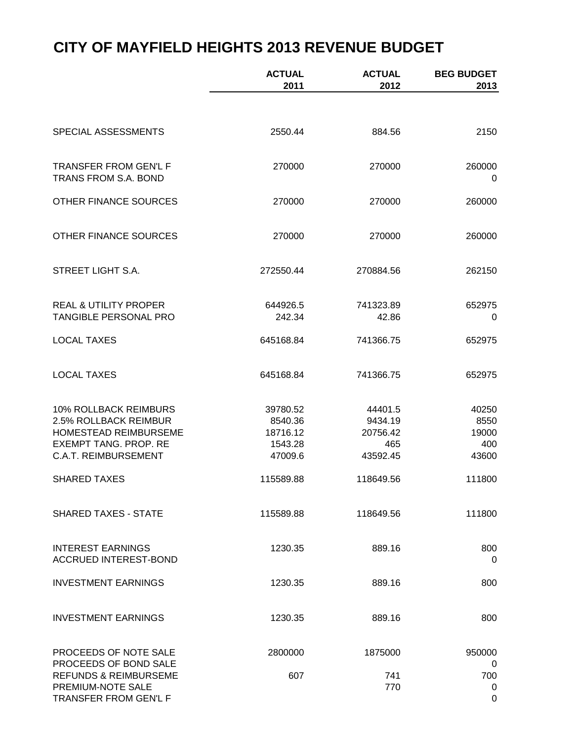# CITY OF MAYFIELD HEIGHTS 2013 REVENUE BUDGET

| | ACTUAL 2011 | ACTUAL 2012 | BEG BUDGET 2013 |
|---|---|---|---|
| SPECIAL ASSESSMENTS | 2550.44 | 884.56 | 2150 |
| TRANSFER FROM GEN'L F | 270000 | 270000 | 260000 |
| TRANS FROM S.A. BOND | | | 0 |
| OTHER FINANCE SOURCES | 270000 | 270000 | 260000 |
| OTHER FINANCE SOURCES | 270000 | 270000 | 260000 |
| STREET LIGHT S.A. | 272550.44 | 270884.56 | 262150 |
| REAL & UTILITY PROPER | 644926.5 | 741323.89 | 652975 |
| TANGIBLE PERSONAL PRO | 242.34 | 42.86 | 0 |
| LOCAL TAXES | 645168.84 | 741366.75 | 652975 |
| LOCAL TAXES | 645168.84 | 741366.75 | 652975 |
| 10% ROLLBACK REIMBURS | 39780.52 | 44401.5 | 40250 |
| 2.5% ROLLBACK REIMBUR | 8540.36 | 9434.19 | 8550 |
| HOMESTEAD REIMBURSEME | 18716.12 | 20756.42 | 19000 |
| EXEMPT TANG. PROP. RE | 1543.28 | 465 | 400 |
| C.A.T. REIMBURSEMENT | 47009.6 | 43592.45 | 43600 |
| SHARED TAXES | 115589.88 | 118649.56 | 111800 |
| SHARED TAXES - STATE | 115589.88 | 118649.56 | 111800 |
| INTEREST EARNINGS | 1230.35 | 889.16 | 800 |
| ACCRUED INTEREST-BOND | | | 0 |
| INVESTMENT EARNINGS | 1230.35 | 889.16 | 800 |
| INVESTMENT EARNINGS | 1230.35 | 889.16 | 800 |
| PROCEEDS OF NOTE SALE | 2800000 | 1875000 | 950000 |
| PROCEEDS OF BOND SALE | | | 0 |
| REFUNDS & REIMBURSEME | 607 | 741 | 700 |
| PREMIUM-NOTE SALE | | 770 | 0 |
| TRANSFER FROM GEN'L F | | | 0 |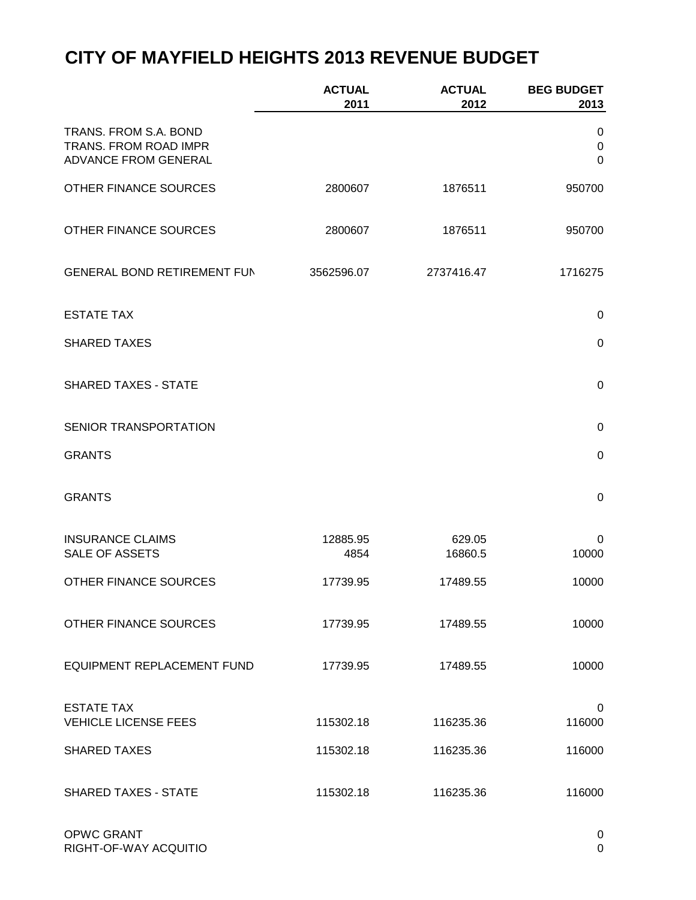# CITY OF MAYFIELD HEIGHTS 2013 REVENUE BUDGET

| | ACTUAL 2011 | ACTUAL 2012 | BEG BUDGET 2013 |
|---|---|---|---|
| TRANS. FROM S.A. BOND | | | 0 |
| TRANS. FROM ROAD IMPR | | | 0 |
| ADVANCE FROM GENERAL | | | 0 |
| OTHER FINANCE SOURCES | 2800607 | 1876511 | 950700 |
| OTHER FINANCE SOURCES | 2800607 | 1876511 | 950700 |
| GENERAL BOND RETIREMENT FUN | 3562596.07 | 2737416.47 | 1716275 |
| ESTATE TAX | | | 0 |
| SHARED TAXES | | | 0 |
| SHARED TAXES - STATE | | | 0 |
| SENIOR TRANSPORTATION | | | 0 |
| GRANTS | | | 0 |
| GRANTS | | | 0 |
| INSURANCE CLAIMS | 12885.95 | 629.05 | 0 |
| SALE OF ASSETS | 4854 | 16860.5 | 10000 |
| OTHER FINANCE SOURCES | 17739.95 | 17489.55 | 10000 |
| OTHER FINANCE SOURCES | 17739.95 | 17489.55 | 10000 |
| EQUIPMENT REPLACEMENT FUND | 17739.95 | 17489.55 | 10000 |
| ESTATE TAX | | | 0 |
| VEHICLE LICENSE FEES | 115302.18 | 116235.36 | 116000 |
| SHARED TAXES | 115302.18 | 116235.36 | 116000 |
| SHARED TAXES - STATE | 115302.18 | 116235.36 | 116000 |
| OPWC GRANT | | | 0 |
| RIGHT-OF-WAY ACQUITIO | | | 0 |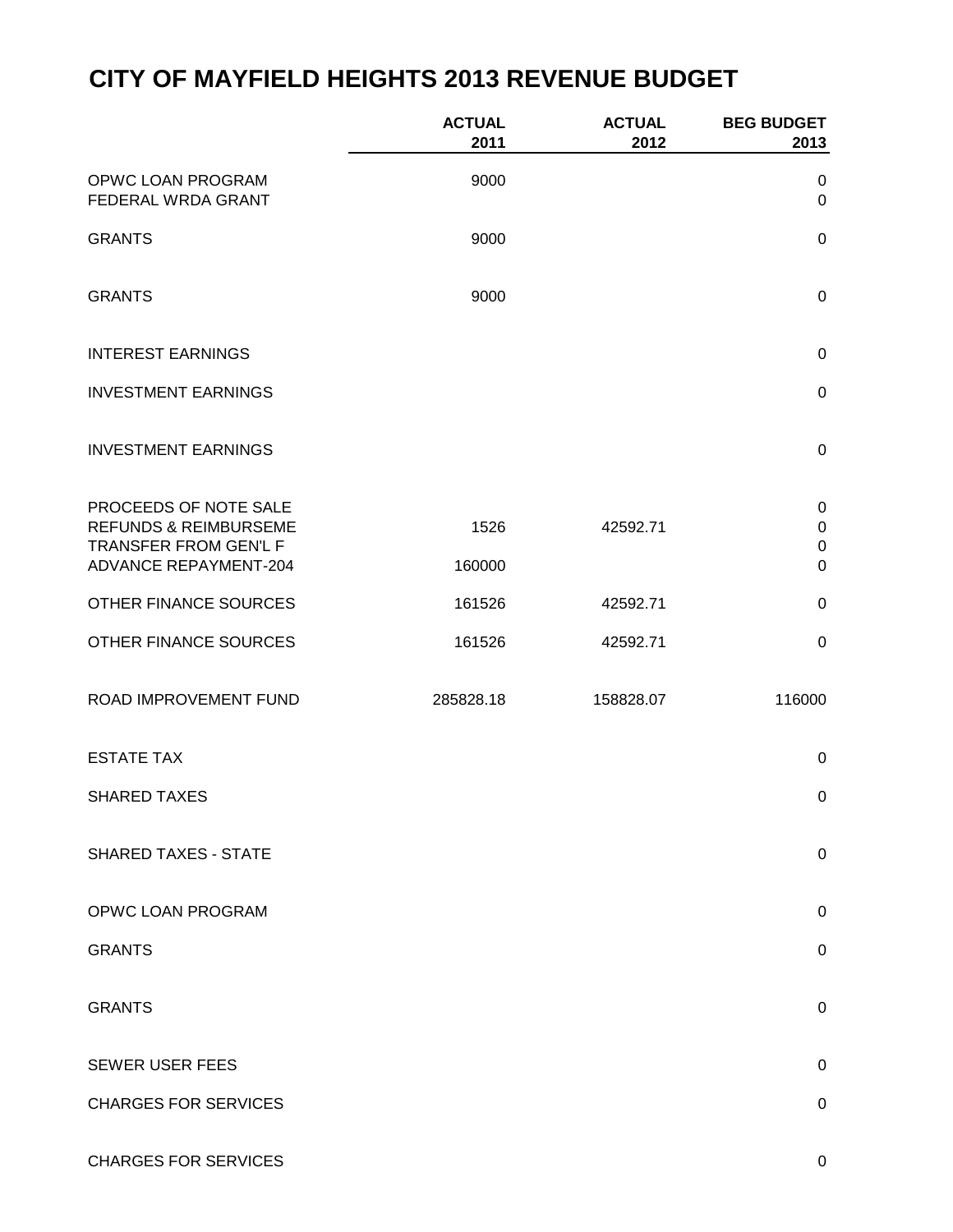# CITY OF MAYFIELD HEIGHTS 2013 REVENUE BUDGET

| | ACTUAL 2011 | ACTUAL 2012 | BEG BUDGET 2013 |
|---|---|---|---|
| OPWC LOAN PROGRAM | 9000 | | 0 |
| FEDERAL WRDA GRANT | | | 0 |
| GRANTS | 9000 | | 0 |
| GRANTS | 9000 | | 0 |
| INTEREST EARNINGS | | | 0 |
| INVESTMENT EARNINGS | | | 0 |
| INVESTMENT EARNINGS | | | 0 |
| PROCEEDS OF NOTE SALE | | | 0 |
| REFUNDS & REIMBURSEME | 1526 | 42592.71 | 0 |
| TRANSFER FROM GEN'L F | | | 0 |
| ADVANCE REPAYMENT-204 | 160000 | | 0 |
| OTHER FINANCE SOURCES | 161526 | 42592.71 | 0 |
| OTHER FINANCE SOURCES | 161526 | 42592.71 | 0 |
| ROAD IMPROVEMENT FUND | 285828.18 | 158828.07 | 116000 |
| ESTATE TAX | | | 0 |
| SHARED TAXES | | | 0 |
| SHARED TAXES - STATE | | | 0 |
| OPWC LOAN PROGRAM | | | 0 |
| GRANTS | | | 0 |
| GRANTS | | | 0 |
| SEWER USER FEES | | | 0 |
| CHARGES FOR SERVICES | | | 0 |
| CHARGES FOR SERVICES | | | 0 |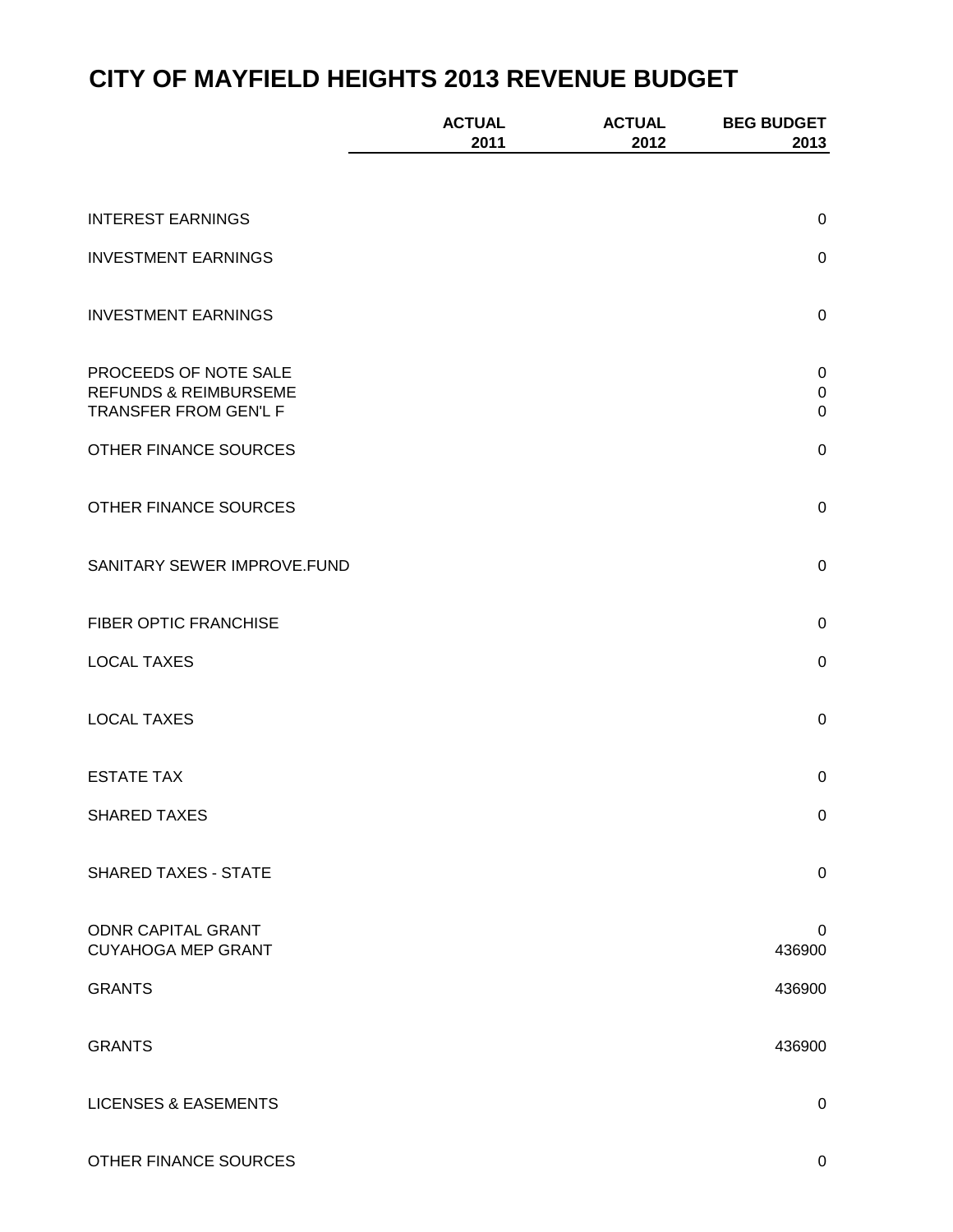# CITY OF MAYFIELD HEIGHTS 2013 REVENUE BUDGET

| | ACTUAL 2011 | ACTUAL 2012 | BEG BUDGET 2013 |
|---|---|---|---|
| INTEREST EARNINGS | | | 0 |
| INVESTMENT EARNINGS | | | 0 |
| INVESTMENT EARNINGS | | | 0 |
| PROCEEDS OF NOTE SALE | | | 0 |
| REFUNDS & REIMBURSEME | | | 0 |
| TRANSFER FROM GEN'L F | | | 0 |
| OTHER FINANCE SOURCES | | | 0 |
| OTHER FINANCE SOURCES | | | 0 |
| SANITARY SEWER IMPROVE.FUND | | | 0 |
| FIBER OPTIC FRANCHISE | | | 0 |
| LOCAL TAXES | | | 0 |
| LOCAL TAXES | | | 0 |
| ESTATE TAX | | | 0 |
| SHARED TAXES | | | 0 |
| SHARED TAXES - STATE | | | 0 |
| ODNR CAPITAL GRANT | | | 0 |
| CUYAHOGA MEP GRANT | | | 436900 |
| GRANTS | | | 436900 |
| GRANTS | | | 436900 |
| LICENSES & EASEMENTS | | | 0 |
| OTHER FINANCE SOURCES | | | 0 |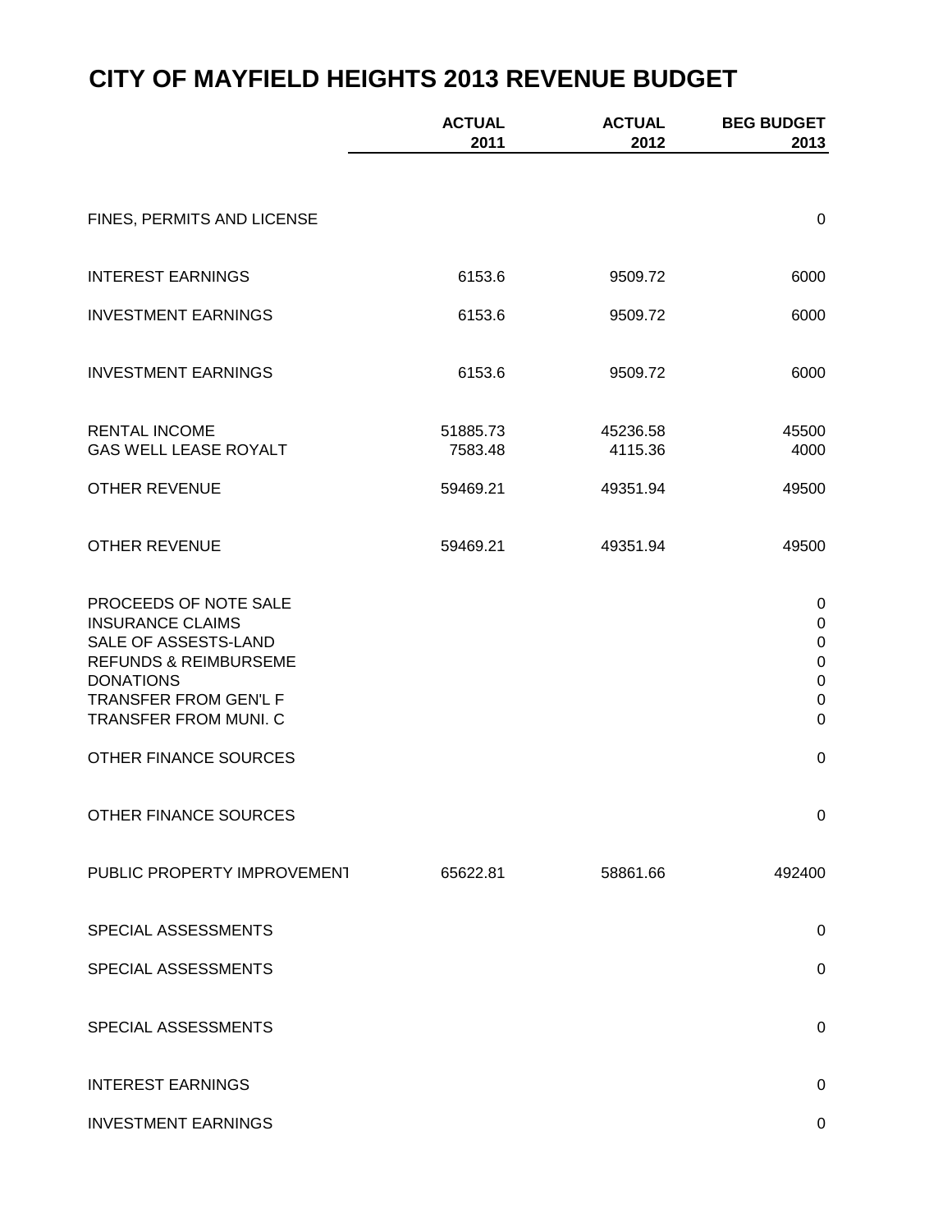# CITY OF MAYFIELD HEIGHTS 2013 REVENUE BUDGET

| | ACTUAL 2011 | ACTUAL 2012 | BEG BUDGET 2013 |
|---|---|---|---|
| FINES, PERMITS AND LICENSE | | | 0 |
| INTEREST EARNINGS | 6153.6 | 9509.72 | 6000 |
| INVESTMENT EARNINGS | 6153.6 | 9509.72 | 6000 |
| INVESTMENT EARNINGS | 6153.6 | 9509.72 | 6000 |
| RENTAL INCOME | 51885.73 | 45236.58 | 45500 |
| GAS WELL LEASE ROYALT | 7583.48 | 4115.36 | 4000 |
| OTHER REVENUE | 59469.21 | 49351.94 | 49500 |
| OTHER REVENUE | 59469.21 | 49351.94 | 49500 |
| PROCEEDS OF NOTE SALE | | | 0 |
| INSURANCE CLAIMS | | | 0 |
| SALE OF ASSESTS-LAND | | | 0 |
| REFUNDS & REIMBURSEME | | | 0 |
| DONATIONS | | | 0 |
| TRANSFER FROM GEN'L F | | | 0 |
| TRANSFER FROM MUNI. C | | | 0 |
| OTHER FINANCE SOURCES | | | 0 |
| OTHER FINANCE SOURCES | | | 0 |
| PUBLIC PROPERTY IMPROVEMENT | 65622.81 | 58861.66 | 492400 |
| SPECIAL ASSESSMENTS | | | 0 |
| SPECIAL ASSESSMENTS | | | 0 |
| SPECIAL ASSESSMENTS | | | 0 |
| INTEREST EARNINGS | | | 0 |
| INVESTMENT EARNINGS | | | 0 |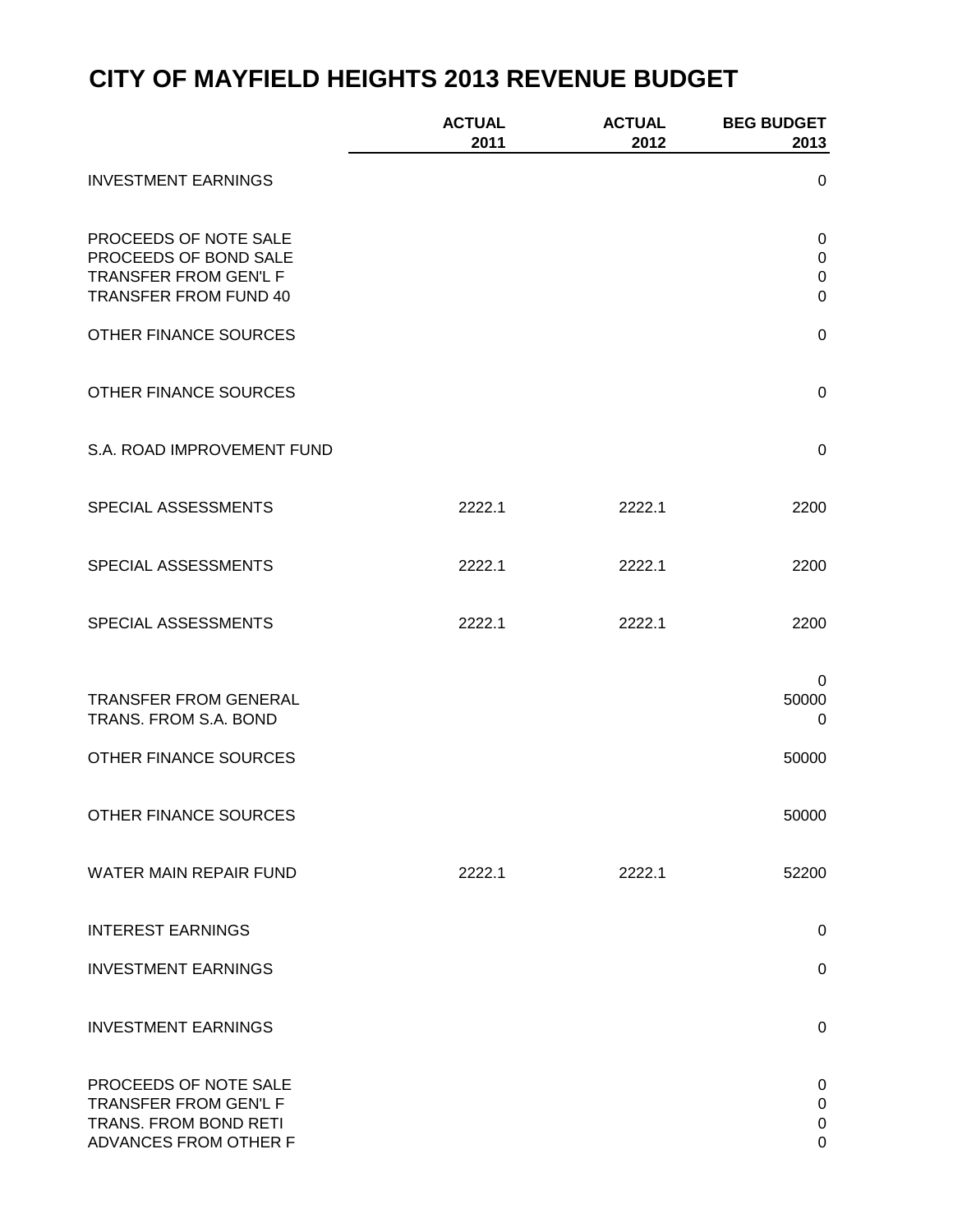# CITY OF MAYFIELD HEIGHTS 2013 REVENUE BUDGET

| | ACTUAL 2011 | ACTUAL 2012 | BEG BUDGET 2013 |
|---|---|---|---|
| INVESTMENT EARNINGS | | | 0 |
| PROCEEDS OF NOTE SALE | | | 0 |
| PROCEEDS OF BOND SALE | | | 0 |
| TRANSFER FROM GEN'L F | | | 0 |
| TRANSFER FROM FUND 40 | | | 0 |
| OTHER FINANCE SOURCES | | | 0 |
| OTHER FINANCE SOURCES | | | 0 |
| S.A. ROAD IMPROVEMENT FUND | | | 0 |
| SPECIAL ASSESSMENTS | 2222.1 | 2222.1 | 2200 |
| SPECIAL ASSESSMENTS | 2222.1 | 2222.1 | 2200 |
| SPECIAL ASSESSMENTS | 2222.1 | 2222.1 | 2200 |
| | | | 0 |
| TRANSFER FROM GENERAL | | | 50000 |
| TRANS. FROM S.A. BOND | | | 0 |
| OTHER FINANCE SOURCES | | | 50000 |
| OTHER FINANCE SOURCES | | | 50000 |
| WATER MAIN REPAIR FUND | 2222.1 | 2222.1 | 52200 |
| INTEREST EARNINGS | | | 0 |
| INVESTMENT EARNINGS | | | 0 |
| INVESTMENT EARNINGS | | | 0 |
| PROCEEDS OF NOTE SALE | | | 0 |
| TRANSFER FROM GEN'L F | | | 0 |
| TRANS. FROM BOND RETI | | | 0 |
| ADVANCES FROM OTHER F | | | 0 |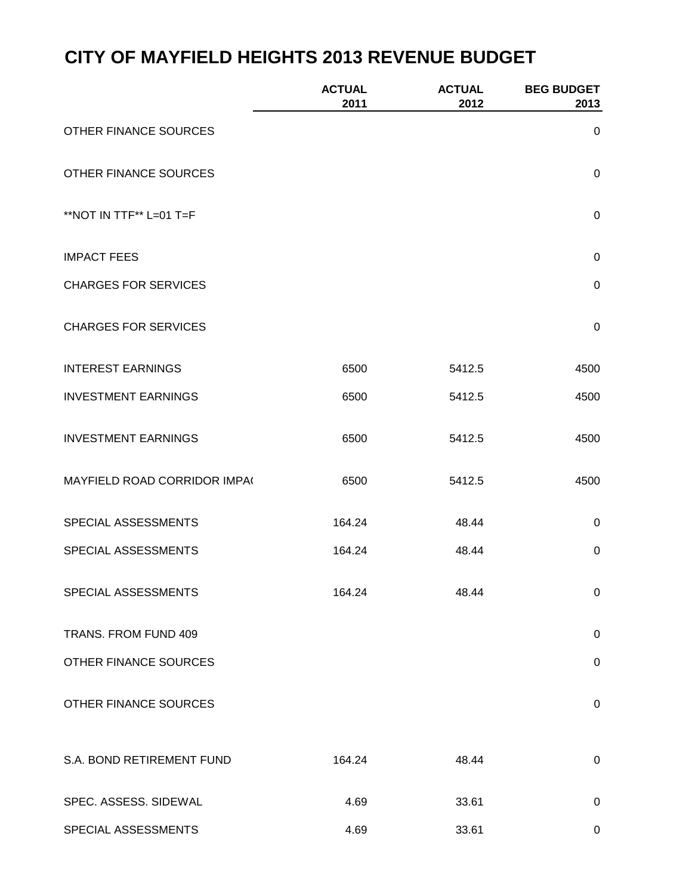# CITY OF MAYFIELD HEIGHTS 2013 REVENUE BUDGET

| | ACTUAL 2011 | ACTUAL 2012 | BEG BUDGET 2013 |
|---|---|---|---|
| OTHER FINANCE SOURCES | | | 0 |
| OTHER FINANCE SOURCES | | | 0 |
| **NOT IN TTF** L=01 T=F | | | 0 |
| IMPACT FEES | | | 0 |
| CHARGES FOR SERVICES | | | 0 |
| CHARGES FOR SERVICES | | | 0 |
| INTEREST EARNINGS | 6500 | 5412.5 | 4500 |
| INVESTMENT EARNINGS | 6500 | 5412.5 | 4500 |
| INVESTMENT EARNINGS | 6500 | 5412.5 | 4500 |
| MAYFIELD ROAD CORRIDOR IMPA( | 6500 | 5412.5 | 4500 |
| SPECIAL ASSESSMENTS | 164.24 | 48.44 | 0 |
| SPECIAL ASSESSMENTS | 164.24 | 48.44 | 0 |
| SPECIAL ASSESSMENTS | 164.24 | 48.44 | 0 |
| TRANS. FROM FUND 409 | | | 0 |
| OTHER FINANCE SOURCES | | | 0 |
| OTHER FINANCE SOURCES | | | 0 |
| S.A. BOND RETIREMENT FUND | 164.24 | 48.44 | 0 |
| SPEC. ASSESS. SIDEWAL | 4.69 | 33.61 | 0 |
| SPECIAL ASSESSMENTS | 4.69 | 33.61 | 0 |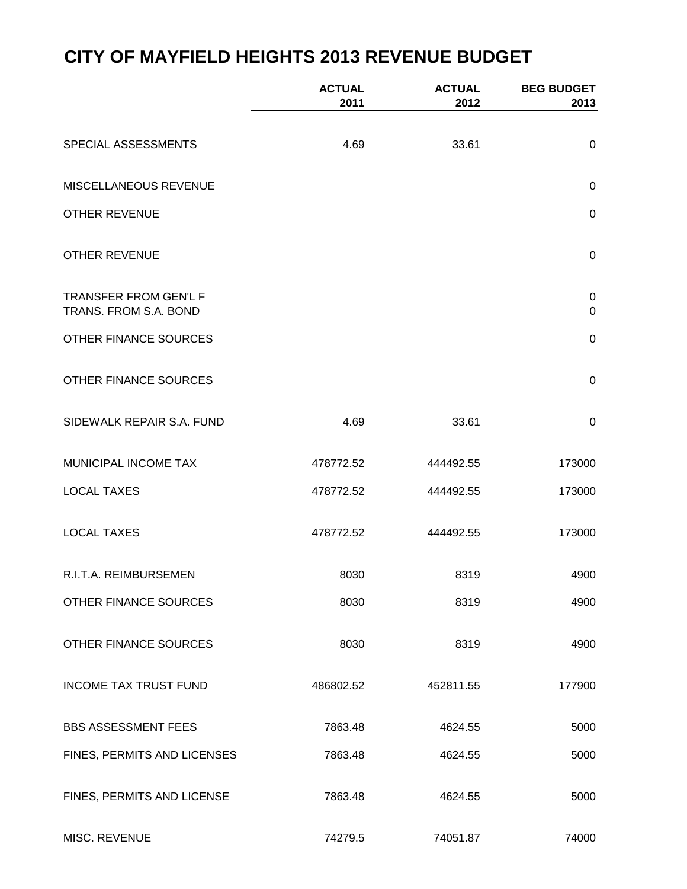# CITY OF MAYFIELD HEIGHTS 2013 REVENUE BUDGET

| | ACTUAL 2011 | ACTUAL 2012 | BEG BUDGET 2013 |
|---|---|---|---|
| SPECIAL ASSESSMENTS | 4.69 | 33.61 | 0 |
| MISCELLANEOUS REVENUE | | | 0 |
| OTHER REVENUE | | | 0 |
| OTHER REVENUE | | | 0 |
| TRANSFER FROM GEN'L F | | | 0 |
| TRANS. FROM S.A. BOND | | | 0 |
| OTHER FINANCE SOURCES | | | 0 |
| OTHER FINANCE SOURCES | | | 0 |
| SIDEWALK REPAIR S.A. FUND | 4.69 | 33.61 | 0 |
| MUNICIPAL INCOME TAX | 478772.52 | 444492.55 | 173000 |
| LOCAL TAXES | 478772.52 | 444492.55 | 173000 |
| LOCAL TAXES | 478772.52 | 444492.55 | 173000 |
| R.I.T.A. REIMBURSEMEN | 8030 | 8319 | 4900 |
| OTHER FINANCE SOURCES | 8030 | 8319 | 4900 |
| OTHER FINANCE SOURCES | 8030 | 8319 | 4900 |
| INCOME TAX TRUST FUND | 486802.52 | 452811.55 | 177900 |
| BBS ASSESSMENT FEES | 7863.48 | 4624.55 | 5000 |
| FINES, PERMITS AND LICENSES | 7863.48 | 4624.55 | 5000 |
| FINES, PERMITS AND LICENSE | 7863.48 | 4624.55 | 5000 |
| MISC. REVENUE | 74279.5 | 74051.87 | 74000 |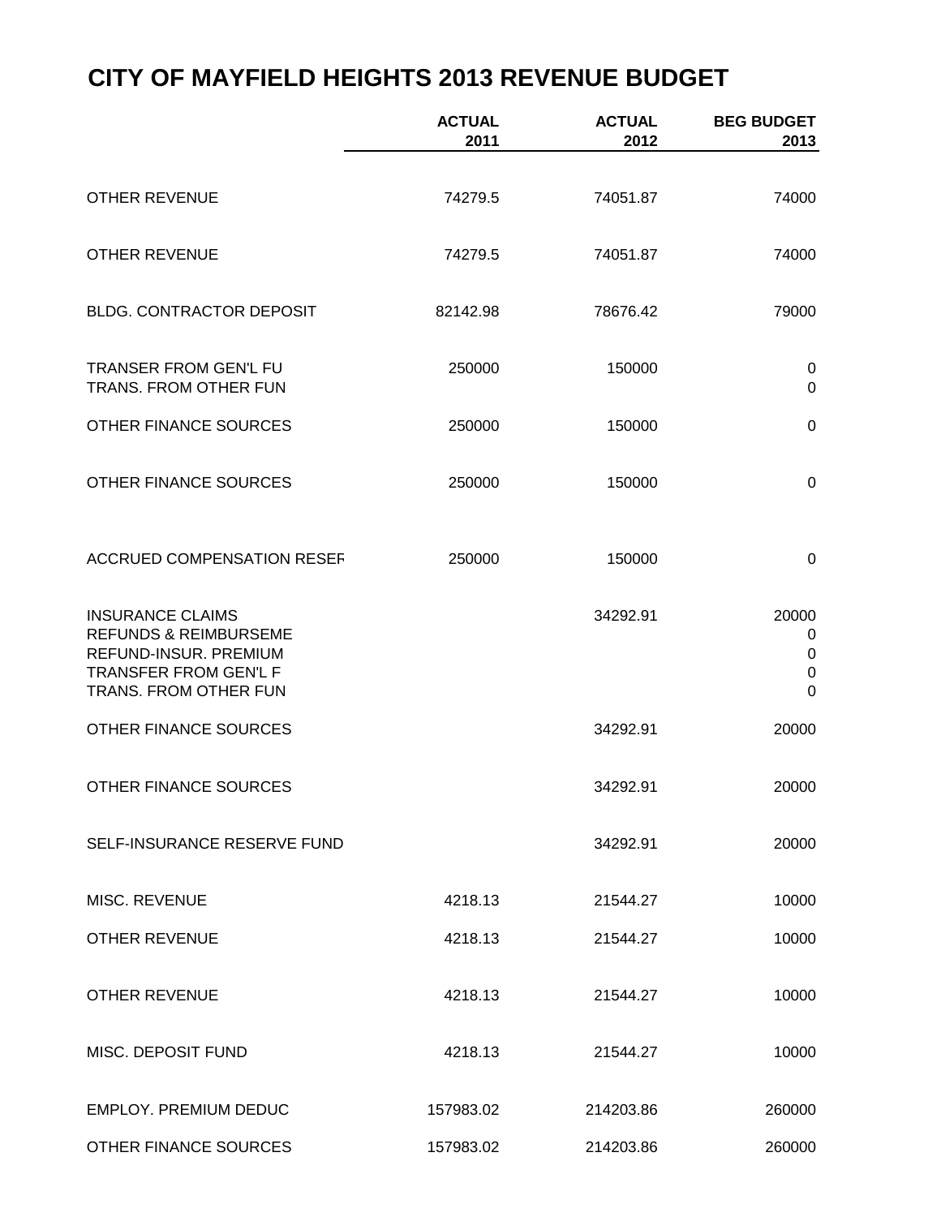# CITY OF MAYFIELD HEIGHTS 2013 REVENUE BUDGET

| | ACTUAL 2011 | ACTUAL 2012 | BEG BUDGET 2013 |
|---|---|---|---|
| OTHER REVENUE | 74279.5 | 74051.87 | 74000 |
| OTHER REVENUE | 74279.5 | 74051.87 | 74000 |
| BLDG. CONTRACTOR DEPOSIT | 82142.98 | 78676.42 | 79000 |
| TRANSER FROM GEN'L FU | 250000 | 150000 | 0 |
| TRANS. FROM OTHER FUN | | | 0 |
| OTHER FINANCE SOURCES | 250000 | 150000 | 0 |
| OTHER FINANCE SOURCES | 250000 | 150000 | 0 |
| ACCRUED COMPENSATION RESEF | 250000 | 150000 | 0 |
| INSURANCE CLAIMS | | 34292.91 | 20000 |
| REFUNDS & REIMBURSEME | | | 0 |
| REFUND-INSUR. PREMIUM | | | 0 |
| TRANSFER FROM GEN'L F | | | 0 |
| TRANS. FROM OTHER FUN | | | 0 |
| OTHER FINANCE SOURCES | | 34292.91 | 20000 |
| OTHER FINANCE SOURCES | | 34292.91 | 20000 |
| SELF-INSURANCE RESERVE FUND | | 34292.91 | 20000 |
| MISC. REVENUE | 4218.13 | 21544.27 | 10000 |
| OTHER REVENUE | 4218.13 | 21544.27 | 10000 |
| OTHER REVENUE | 4218.13 | 21544.27 | 10000 |
| MISC. DEPOSIT FUND | 4218.13 | 21544.27 | 10000 |
| EMPLOY. PREMIUM DEDUC | 157983.02 | 214203.86 | 260000 |
| OTHER FINANCE SOURCES | 157983.02 | 214203.86 | 260000 |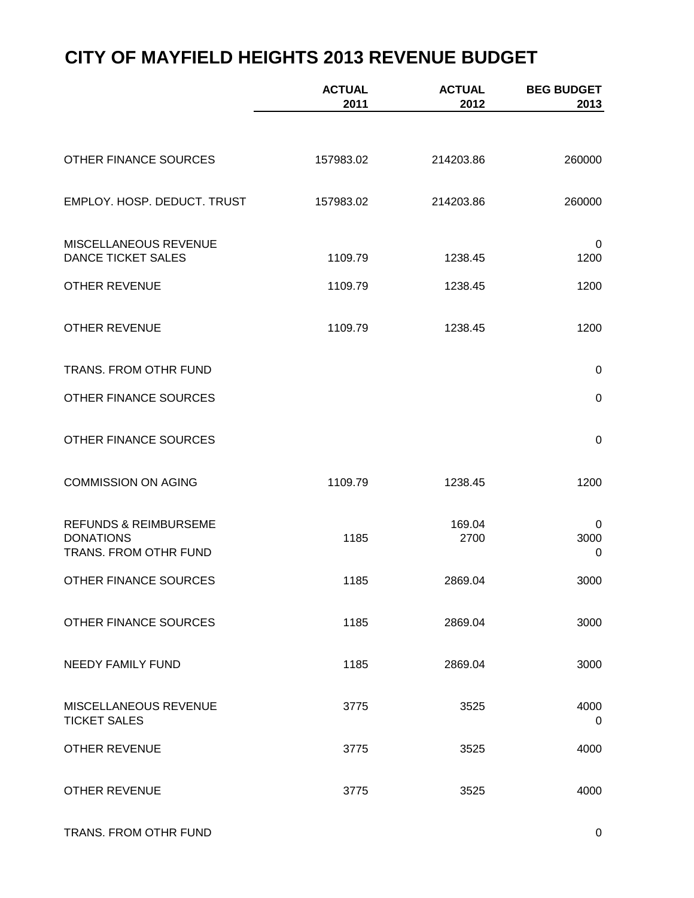# CITY OF MAYFIELD HEIGHTS 2013 REVENUE BUDGET

| | ACTUAL 2011 | ACTUAL 2012 | BEG BUDGET 2013 |
|---|---|---|---|
| OTHER FINANCE SOURCES | 157983.02 | 214203.86 | 260000 |
| EMPLOY. HOSP. DEDUCT. TRUST | 157983.02 | 214203.86 | 260000 |
| MISCELLANEOUS REVENUE | | | 0 |
| DANCE TICKET SALES | 1109.79 | 1238.45 | 1200 |
| OTHER REVENUE | 1109.79 | 1238.45 | 1200 |
| OTHER REVENUE | 1109.79 | 1238.45 | 1200 |
| TRANS. FROM OTHR FUND | | | 0 |
| OTHER FINANCE SOURCES | | | 0 |
| OTHER FINANCE SOURCES | | | 0 |
| COMMISSION ON AGING | 1109.79 | 1238.45 | 1200 |
| REFUNDS & REIMBURSEME | | 169.04 | 0 |
| DONATIONS | 1185 | 2700 | 3000 |
| TRANS. FROM OTHR FUND | | | 0 |
| OTHER FINANCE SOURCES | 1185 | 2869.04 | 3000 |
| OTHER FINANCE SOURCES | 1185 | 2869.04 | 3000 |
| NEEDY FAMILY FUND | 1185 | 2869.04 | 3000 |
| MISCELLANEOUS REVENUE | 3775 | 3525 | 4000 |
| TICKET SALES | | | 0 |
| OTHER REVENUE | 3775 | 3525 | 4000 |
| OTHER REVENUE | 3775 | 3525 | 4000 |
| TRANS. FROM OTHR FUND | | | 0 |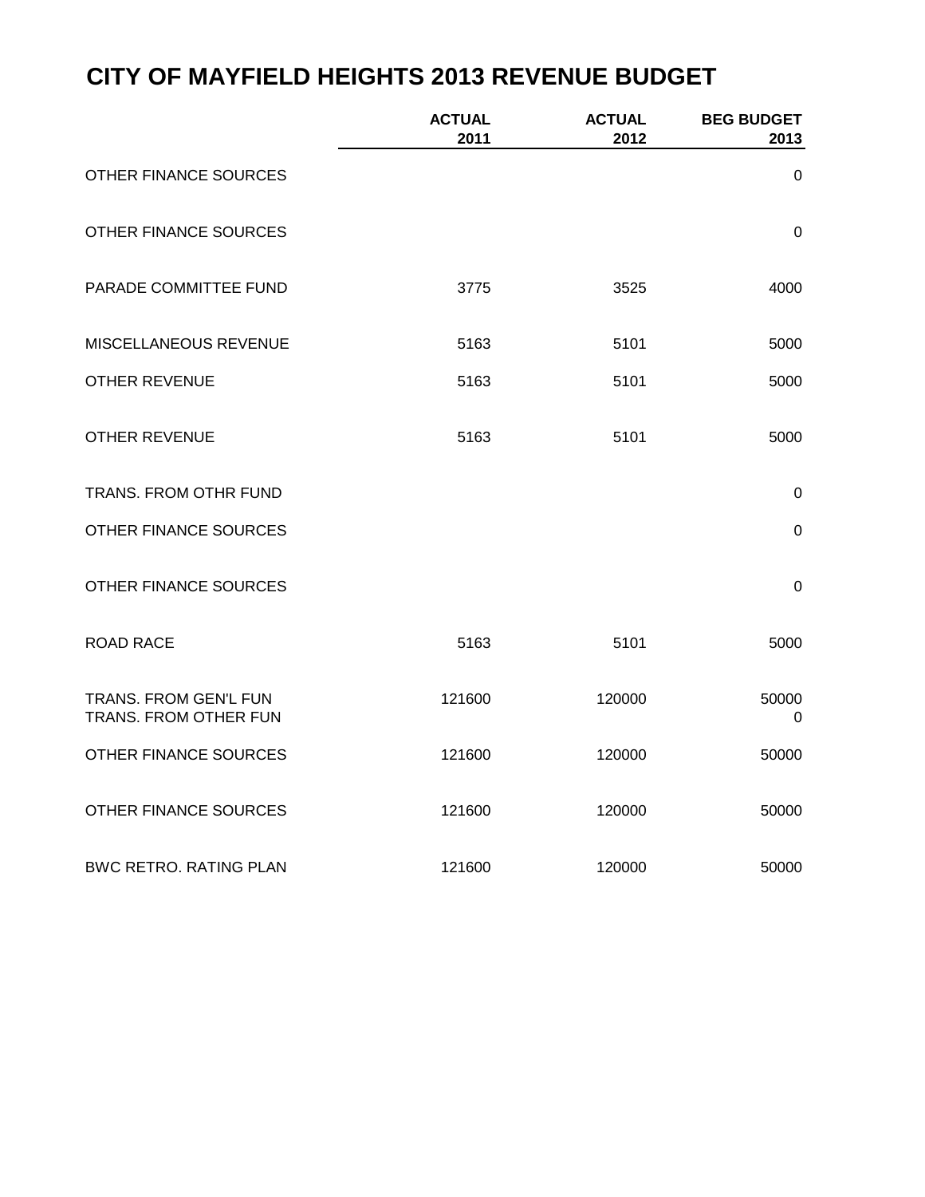# CITY OF MAYFIELD HEIGHTS 2013 REVENUE BUDGET

| | ACTUAL 2011 | ACTUAL 2012 | BEG BUDGET 2013 |
|---|---|---|---|
| OTHER FINANCE SOURCES | | | 0 |
| OTHER FINANCE SOURCES | | | 0 |
| PARADE COMMITTEE FUND | 3775 | 3525 | 4000 |
| MISCELLANEOUS REVENUE | 5163 | 5101 | 5000 |
| OTHER REVENUE | 5163 | 5101 | 5000 |
| OTHER REVENUE | 5163 | 5101 | 5000 |
| TRANS. FROM OTHR FUND | | | 0 |
| OTHER FINANCE SOURCES | | | 0 |
| OTHER FINANCE SOURCES | | | 0 |
| ROAD RACE | 5163 | 5101 | 5000 |
| TRANS. FROM GEN'L FUN | 121600 | 120000 | 50000 |
| TRANS. FROM OTHER FUN | | | 0 |
| OTHER FINANCE SOURCES | 121600 | 120000 | 50000 |
| OTHER FINANCE SOURCES | 121600 | 120000 | 50000 |
| BWC RETRO. RATING PLAN | 121600 | 120000 | 50000 |